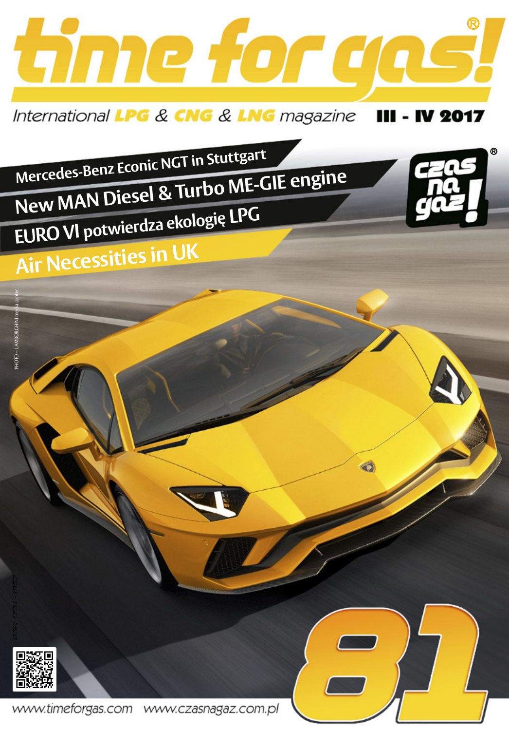# time for gas!®

International LPG & CNG & LNG magazine III - IV 2017

## Mercedes-Benz Econic NGT in Stuttgart

## New MAN Diesel & Turbo ME-GIE engine

## EURO VI potwierdza ekologię LPG

## Air Necessities in UK

czas na gaz!®

PHOTO – LAMBORGHINI media center

ISSN 1731-1357

81

www.timeforgas.com www.czasnagaz.com.pl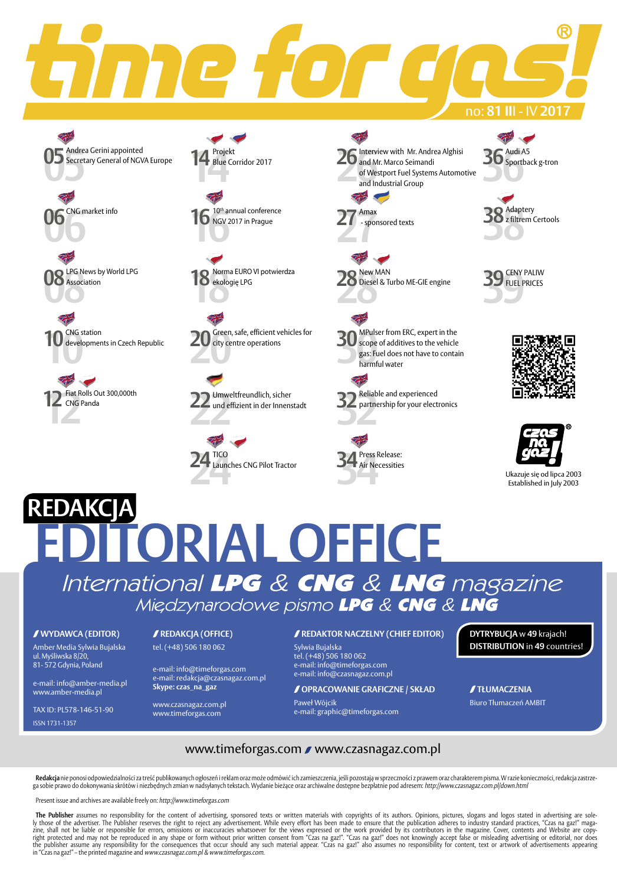# time for gas!®

no: **81 III - IV 2017**

**05** Andrea Gerini appointed Secretary General of NGVA Europe

**06** CNG market info

**08** LPG News by World LPG Association

**10** CNG station developments in Czech Republic

**12** Fiat Rolls Out 300,000th CNG Panda

**14** Projekt Blue Corridor 2017

**16** 10th annual conference NGV 2017 in Prague

**18** Norma EURO VI potwierdza ekologię LPG

**20** Green, safe, efficient vehicles for city centre operations

**22** Umweltfreundlich, sicher und effizient in der Innenstadt

**24** TICO Launches CNG Pilot Tractor

**26** Interview with Mr. Andrea Alghisi and Mr. Marco Seimandi of Westport Fuel Systems Automotive and Industrial Group

**27** Amax - sponsored texts

**28** New MAN Diesel & Turbo ME-GIE engine

**30** MPulser from ERC, expert in the scope of additives to the vehicle gas: Fuel does not have to contain harmful water

**32** Reliable and experienced partnership for your electronics

**34** Press Release: Air Necessities

**36** Audi A5 Sportback g-tron

**38** Adaptery z filtrem Certools

**39** CENY PALIW FUEL PRICES

czas na gaz!®

Ukazuje się od lipca 2003
Established in July 2003

## REDAKCJA

# EDITORIAL OFFICE

*International* ***LPG*** *&* ***CNG*** *&* ***LNG*** *magazine*

*Międzynarodowe pismo* ***LPG*** *&* ***CNG*** *&* ***LNG***

**WYDAWCA (EDITOR)**

Amber Media Sylwia Bujalska
ul. Myśliwska 8/20,
81- 572 Gdynia, Poland

e-mail: info@amber-media.pl
www.amber-media.pl

TAX ID: PL578-146-51-90

ISSN 1731-1357

**REDAKCJA (OFFICE)**

tel. (+48) 506 180 062

e-mail: info@timeforgas.com
e-mail: redakcja@czasnagaz.com.pl
**Skype: czas_na_gaz**

www.czasnagaz.com.pl
www.timeforgas.com

**REDAKTOR NACZELNY (CHIEF EDITOR)**

Sylwia Bujalska
tel. (+48) 506 180 062
e-mail: info@timeforgas.com
e-mail: info@czasnagaz.com.pl

**OPRACOWANIE GRAFICZNE / SKŁAD**

Paweł Wójcik
e-mail: graphic@timeforgas.com

**DYTRYBUCJA** w **49** krajach!
**DISTRIBUTION** in **49** countries!

**TŁUMACZENIA**

Biuro Tłumaczeń AMBIT

www.timeforgas.com / www.czasnagaz.com.pl

**Redakcja** nie ponosi odpowiedzialności za treść publikowanych ogłoszeń i reklam oraz może odmówić ich zamieszczenia, jeśli pozostają w sprzeczności z prawem oraz charakterem pisma. W razie konieczności, redakcja zastrzega sobie prawo do dokonywania skrótów i niezbędnych zmian w nadsyłanych tekstach. Wydanie bieżące oraz archiwalne dostępne bezpłatnie pod adresem: *http://www.czasnagaz.com.pl/down.html*

Present issue and archives are available freely on: *http://www.timeforgas.com*

**The Publisher** assumes no responsibility for the content of advertising, sponsored texts or written materials with copyrights of its authors. Opinions, pictures, slogans and logos stated in advertising are solely those of the advertiser. The Publisher reserves the right to reject any advertisement. While every effort has been made to ensure that the publication adheres to industry standard practices, "Czas na gaz!" magazine, shall not be liable or responsible for errors, omissions or inaccuracies whatsoever for the views expressed or the work provided by its contributors in the magazine. Cover, contents and Website are copyright protected and may not be reproduced in any shape or form without prior written consent from "Czas na gaz!". "Czas na gaz!" does not knowingly accept false or misleading advertising or editorial, nor does the publisher assume any responsibility for the consequences that occur should any such material appear. "Czas na gaz!" also assumes no responsibility for content, text or artwork of advertisements appearing in "Czas na gaz!" – the printed magazine and *www.czasnagaz.com.pl & www.timeforgas.com.*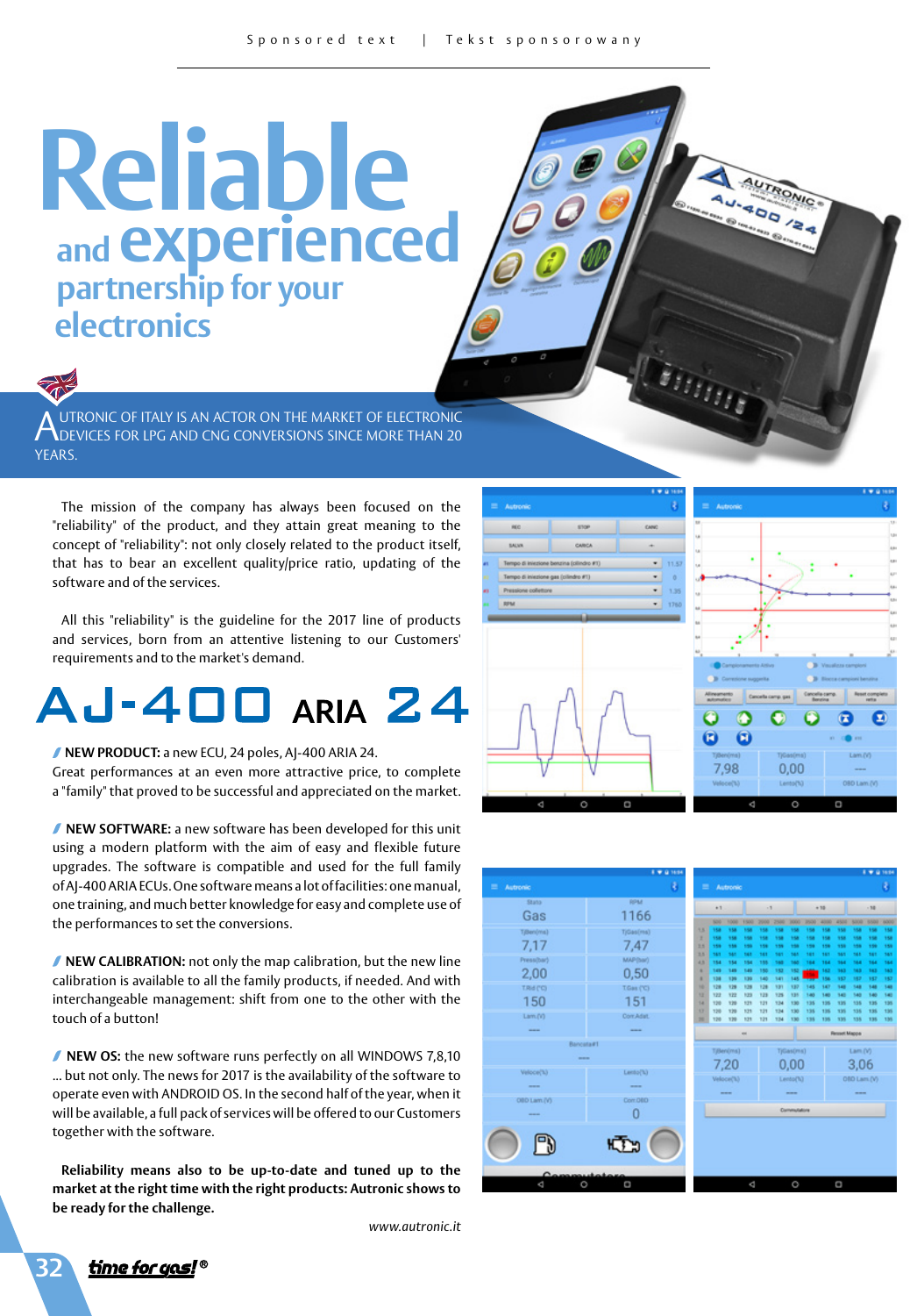# Reliable and experienced partnership for your electronics

AUTRONIC OF ITALY IS AN ACTOR ON THE MARKET OF ELECTRONIC DEVICES FOR LPG AND CNG CONVERSIONS SINCE MORE THAN 20 YEARS.

The mission of the company has always been focused on the "reliability" of the product, and they attain great meaning to the concept of "reliability": not only closely related to the product itself, that has to bear an excellent quality/price ratio, updating of the software and of the services.

All this "reliability" is the guideline for the 2017 line of products and services, born from an attentive listening to our Customers' requirements and to the market's demand.

## AJ-400 ARIA 24

**NEW PRODUCT:** a new ECU, 24 poles, AJ-400 ARIA 24.
Great performances at an even more attractive price, to complete a "family" that proved to be successful and appreciated on the market.

**NEW SOFTWARE:** a new software has been developed for this unit using a modern platform with the aim of easy and flexible future upgrades. The software is compatible and used for the full family of AJ-400 ARIA ECUs. One software means a lot of facilities: one manual, one training, and much better knowledge for easy and complete use of the performances to set the conversions.

**NEW CALIBRATION:** not only the map calibration, but the new line calibration is available to all the family products, if needed. And with interchangeable management: shift from one to the other with the touch of a button!

**NEW OS:** the new software runs perfectly on all WINDOWS 7,8,10 ... but not only. The news for 2017 is the availability of the software to operate even with ANDROID OS. In the second half of the year, when it will be available, a full pack of services will be offered to our Customers together with the software.

**Reliability means also to be up-to-date and tuned up to the market at the right time with the right products: Autronic shows to be ready for the challenge.**

*www.autronic.it*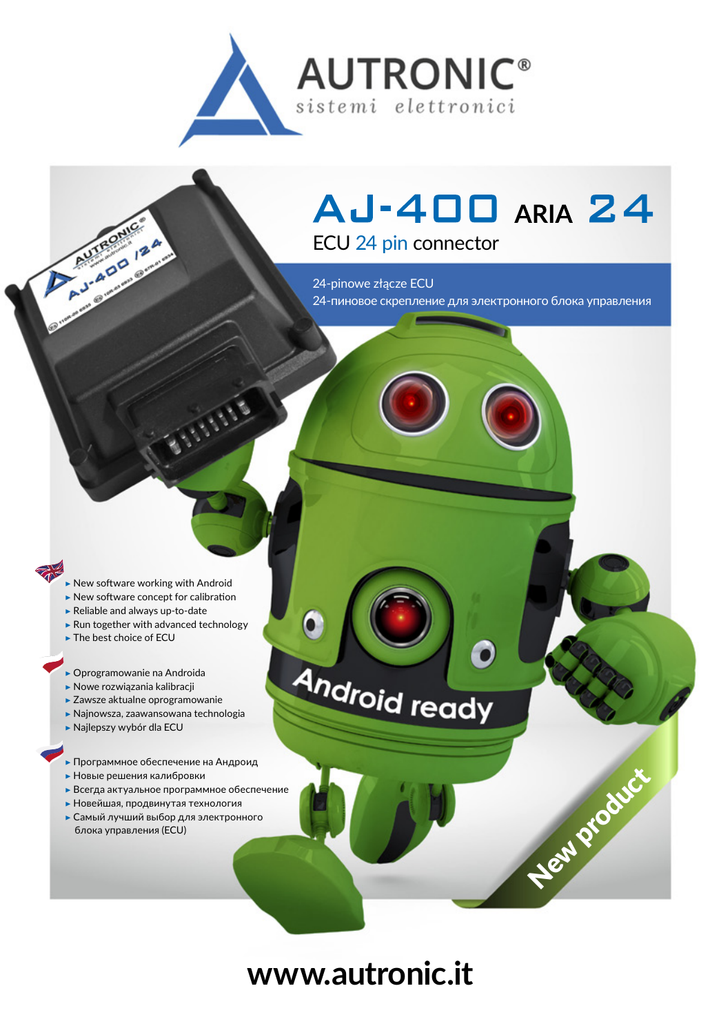# AUTRONIC®

sistemi elettronici

## AJ-400 ARIA 24

ECU 24 pin connector

24-pinowe złącze ECU

24-пиновое скрепление для электронного блока управления

- New software working with Android
- New software concept for calibration
- Reliable and always up-to-date
- Run together with advanced technology
- The best choice of ECU

- Oprogramowanie na Androida
- Nowe rozwiązania kalibracji
- Zawsze aktualne oprogramowanie
- Najnowsza, zaawansowana technologia
- Najlepszy wybór dla ECU

- Программное обеспечение на Андроид
- Новые решения калибровки
- Всегда актуальное программное обеспечение
- Новейшая, продвинутая технология
- Самый лучший выбор для электронного блока управления (ECU)

Android ready

New product

**www.autronic.it**